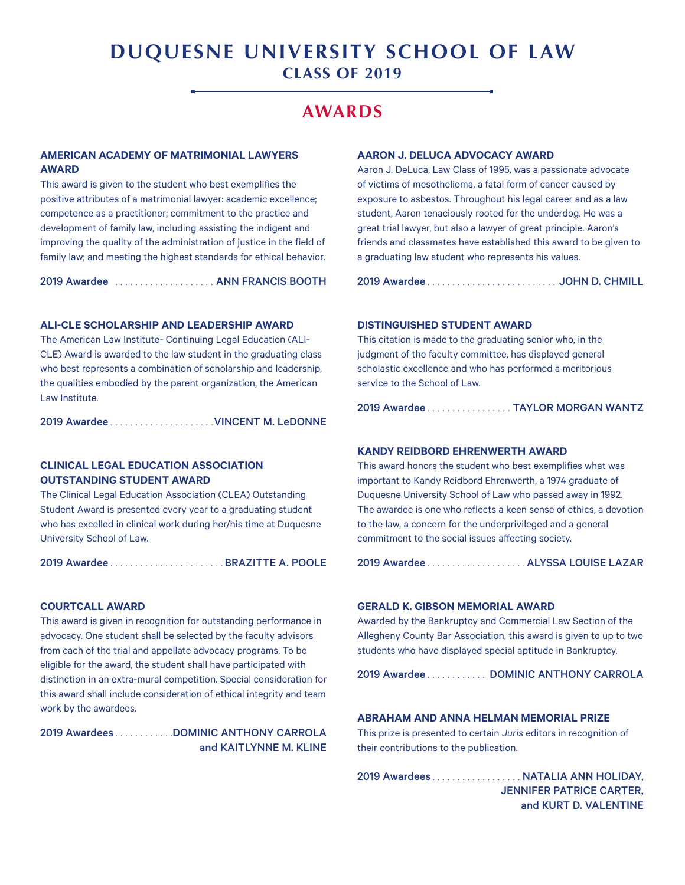# DUQUESNE UNIVERSITY SCHOOL OF LAW

## CLASS OF 2019

## AWARDS

### AMERICAN ACADEMY OF MATRIMONIAL LAWYERS AWARD

This award is given to the student who best exemplifies the positive attributes of a matrimonial lawyer: academic excellence; competence as a practitioner; commitment to the practice and development of family law, including assisting the indigent and improving the quality of the administration of justice in the field of family law; and meeting the highest standards for ethical behavior.

**2019 Awardee** .................... **ANN FRANCIS BOOTH**

### ALI-CLE SCHOLARSHIP AND LEADERSHIP AWARD

The American Law Institute- Continuing Legal Education (ALI-CLE) Award is awarded to the law student in the graduating class who best represents a combination of scholarship and leadership, the qualities embodied by the parent organization, the American Law Institute.

**2019 Awardee** ..................... **VINCENT M. LeDONNE**

### CLINICAL LEGAL EDUCATION ASSOCIATION OUTSTANDING STUDENT AWARD

The Clinical Legal Education Association (CLEA) Outstanding Student Award is presented every year to a graduating student who has excelled in clinical work during her/his time at Duquesne University School of Law.

**2019 Awardee** ....................... **BRAZITTE A. POOLE**

### COURTCALL AWARD

This award is given in recognition for outstanding performance in advocacy. One student shall be selected by the faculty advisors from each of the trial and appellate advocacy programs. To be eligible for the award, the student shall have participated with distinction in an extra-mural competition. Special consideration for this award shall include consideration of ethical integrity and team work by the awardees.

**2019 Awardees** ............ **DOMINIC ANTHONY CARROLA and KAITLYNNE M. KLINE**

### AARON J. DELUCA ADVOCACY AWARD

Aaron J. DeLuca, Law Class of 1995, was a passionate advocate of victims of mesothelioma, a fatal form of cancer caused by exposure to asbestos. Throughout his legal career and as a law student, Aaron tenaciously rooted for the underdog. He was a great trial lawyer, but also a lawyer of great principle. Aaron's friends and classmates have established this award to be given to a graduating law student who represents his values.

**2019 Awardee** .......................... **JOHN D. CHMILL**

### DISTINGUISHED STUDENT AWARD

This citation is made to the graduating senior who, in the judgment of the faculty committee, has displayed general scholastic excellence and who has performed a meritorious service to the School of Law.

**2019 Awardee** ................. **TAYLOR MORGAN WANTZ**

### KANDY REIDBORD EHRENWERTH AWARD

This award honors the student who best exemplifies what was important to Kandy Reidbord Ehrenwerth, a 1974 graduate of Duquesne University School of Law who passed away in 1992. The awardee is one who reflects a keen sense of ethics, a devotion to the law, a concern for the underprivileged and a general commitment to the social issues affecting society.

**2019 Awardee** .................... **ALYSSA LOUISE LAZAR**

### GERALD K. GIBSON MEMORIAL AWARD

Awarded by the Bankruptcy and Commercial Law Section of the Allegheny County Bar Association, this award is given to up to two students who have displayed special aptitude in Bankruptcy.

**2019 Awardee** ............ **DOMINIC ANTHONY CARROLA**

### ABRAHAM AND ANNA HELMAN MEMORIAL PRIZE

This prize is presented to certain *Juris* editors in recognition of their contributions to the publication.

**2019 Awardees** .................. **NATALIA ANN HOLIDAY, JENNIFER PATRICE CARTER, and KURT D. VALENTINE**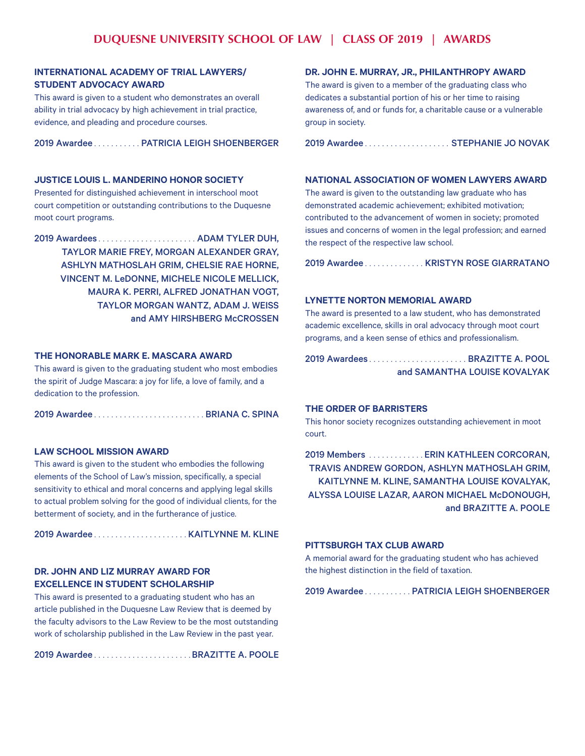# DUQUESNE UNIVERSITY SCHOOL OF LAW | CLASS OF 2019 | AWARDS

### INTERNATIONAL ACADEMY OF TRIAL LAWYERS/ STUDENT ADVOCACY AWARD

This award is given to a student who demonstrates an overall ability in trial advocacy by high achievement in trial practice, evidence, and pleading and procedure courses.

2019 Awardee . . . . . . . . . . . PATRICIA LEIGH SHOENBERGER

### JUSTICE LOUIS L. MANDERINO HONOR SOCIETY

Presented for distinguished achievement in interschool moot court competition or outstanding contributions to the Duquesne moot court programs.

2019 Awardees . . . . . . . . . . . . . . . . . . . . . . . ADAM TYLER DUH, TAYLOR MARIE FREY, MORGAN ALEXANDER GRAY, ASHLYN MATHOSLAH GRIM, CHELSIE RAE HORNE, VINCENT M. LeDONNE, MICHELE NICOLE MELLICK, MAURA K. PERRI, ALFRED JONATHAN VOGT, TAYLOR MORGAN WANTZ, ADAM J. WEISS and AMY HIRSHBERG McCROSSEN

### THE HONORABLE MARK E. MASCARA AWARD

This award is given to the graduating student who most embodies the spirit of Judge Mascara: a joy for life, a love of family, and a dedication to the profession.

2019 Awardee . . . . . . . . . . . . . . . . . . . . . . . . . . BRIANA C. SPINA

### LAW SCHOOL MISSION AWARD

This award is given to the student who embodies the following elements of the School of Law's mission, specifically, a special sensitivity to ethical and moral concerns and applying legal skills to actual problem solving for the good of individual clients, for the betterment of society, and in the furtherance of justice.

2019 Awardee . . . . . . . . . . . . . . . . . . . . . . KAITLYNNE M. KLINE

### DR. JOHN AND LIZ MURRAY AWARD FOR EXCELLENCE IN STUDENT SCHOLARSHIP

This award is presented to a graduating student who has an article published in the Duquesne Law Review that is deemed by the faculty advisors to the Law Review to be the most outstanding work of scholarship published in the Law Review in the past year.

2019 Awardee . . . . . . . . . . . . . . . . . . . . . . . BRAZITTE A. POOLE

### DR. JOHN E. MURRAY, JR., PHILANTHROPY AWARD

The award is given to a member of the graduating class who dedicates a substantial portion of his or her time to raising awareness of, and or funds for, a charitable cause or a vulnerable group in society.

2019 Awardee . . . . . . . . . . . . . . . . . . . . STEPHANIE JO NOVAK

### NATIONAL ASSOCIATION OF WOMEN LAWYERS AWARD

The award is given to the outstanding law graduate who has demonstrated academic achievement; exhibited motivation; contributed to the advancement of women in society; promoted issues and concerns of women in the legal profession; and earned the respect of the respective law school.

2019 Awardee . . . . . . . . . . . . . . KRISTYN ROSE GIARRATANO

### LYNETTE NORTON MEMORIAL AWARD

The award is presented to a law student, who has demonstrated academic excellence, skills in oral advocacy through moot court programs, and a keen sense of ethics and professionalism.

2019 Awardees . . . . . . . . . . . . . . . . . . . . . . . BRAZITTE A. POOL and SAMANTHA LOUISE KOVALYAK

### THE ORDER OF BARRISTERS

This honor society recognizes outstanding achievement in moot court.

2019 Members . . . . . . . . . . . . . ERIN KATHLEEN CORCORAN, TRAVIS ANDREW GORDON, ASHLYN MATHOSLAH GRIM, KAITLYNNE M. KLINE, SAMANTHA LOUISE KOVALYAK, ALYSSA LOUISE LAZAR, AARON MICHAEL McDONOUGH, and BRAZITTE A. POOLE

### PITTSBURGH TAX CLUB AWARD

A memorial award for the graduating student who has achieved the highest distinction in the field of taxation.

2019 Awardee . . . . . . . . . . . PATRICIA LEIGH SHOENBERGER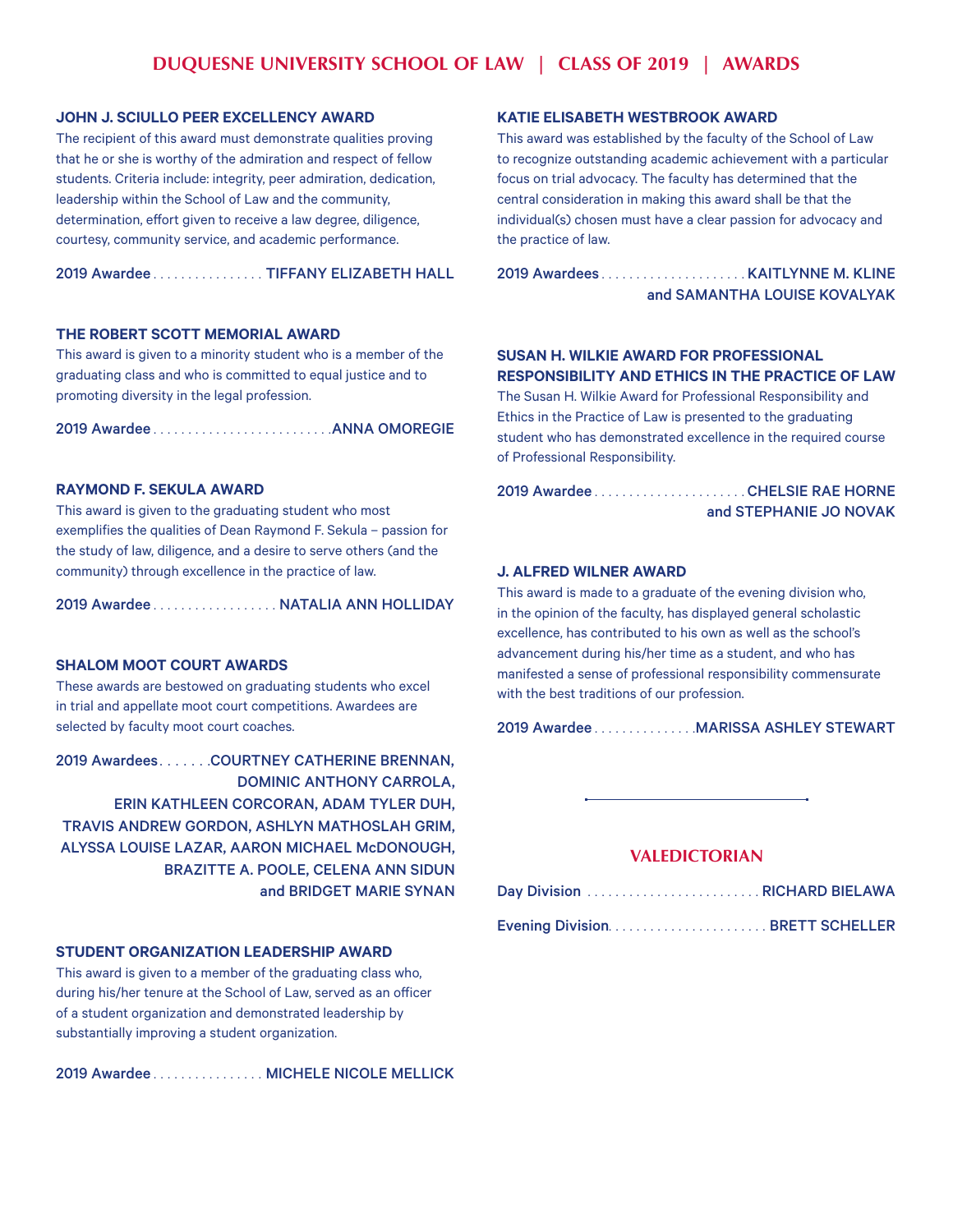# DUQUESNE UNIVERSITY SCHOOL OF LAW | CLASS OF 2019 | AWARDS

### JOHN J. SCIULLO PEER EXCELLENCY AWARD

The recipient of this award must demonstrate qualities proving that he or she is worthy of the admiration and respect of fellow students. Criteria include: integrity, peer admiration, dedication, leadership within the School of Law and the community, determination, effort given to receive a law degree, diligence, courtesy, community service, and academic performance.

2019 Awardee ................ TIFFANY ELIZABETH HALL

### THE ROBERT SCOTT MEMORIAL AWARD

This award is given to a minority student who is a member of the graduating class and who is committed to equal justice and to promoting diversity in the legal profession.

2019 Awardee ..........................ANNA OMOREGIE

### RAYMOND F. SEKULA AWARD

This award is given to the graduating student who most exemplifies the qualities of Dean Raymond F. Sekula – passion for the study of law, diligence, and a desire to serve others (and the community) through excellence in the practice of law.

2019 Awardee .................. NATALIA ANN HOLLIDAY

### SHALOM MOOT COURT AWARDS

These awards are bestowed on graduating students who excel in trial and appellate moot court competitions. Awardees are selected by faculty moot court coaches.

2019 Awardees.......COURTNEY CATHERINE BRENNAN, DOMINIC ANTHONY CARROLA, ERIN KATHLEEN CORCORAN, ADAM TYLER DUH, TRAVIS ANDREW GORDON, ASHLYN MATHOSLAH GRIM, ALYSSA LOUISE LAZAR, AARON MICHAEL McDONOUGH, BRAZITTE A. POOLE, CELENA ANN SIDUN and BRIDGET MARIE SYNAN

### STUDENT ORGANIZATION LEADERSHIP AWARD

This award is given to a member of the graduating class who, during his/her tenure at the School of Law, served as an officer of a student organization and demonstrated leadership by substantially improving a student organization.

2019 Awardee ................ MICHELE NICOLE MELLICK

### KATIE ELISABETH WESTBROOK AWARD

This award was established by the faculty of the School of Law to recognize outstanding academic achievement with a particular focus on trial advocacy. The faculty has determined that the central consideration in making this award shall be that the individual(s) chosen must have a clear passion for advocacy and the practice of law.

2019 Awardees.....................KAITLYNNE M. KLINE and SAMANTHA LOUISE KOVALYAK

### SUSAN H. WILKIE AWARD FOR PROFESSIONAL RESPONSIBILITY AND ETHICS IN THE PRACTICE OF LAW

The Susan H. Wilkie Award for Professional Responsibility and Ethics in the Practice of Law is presented to the graduating student who has demonstrated excellence in the required course of Professional Responsibility.

2019 Awardee ......................CHELSIE RAE HORNE and STEPHANIE JO NOVAK

### J. ALFRED WILNER AWARD

This award is made to a graduate of the evening division who, in the opinion of the faculty, has displayed general scholastic excellence, has contributed to his own as well as the school's advancement during his/her time as a student, and who has manifested a sense of professional responsibility commensurate with the best traditions of our profession.

2019 Awardee ...............MARISSA ASHLEY STEWART

## VALEDICTORIAN

Day Division .........................RICHARD BIELAWA

Evening Division.......................BRETT SCHELLER